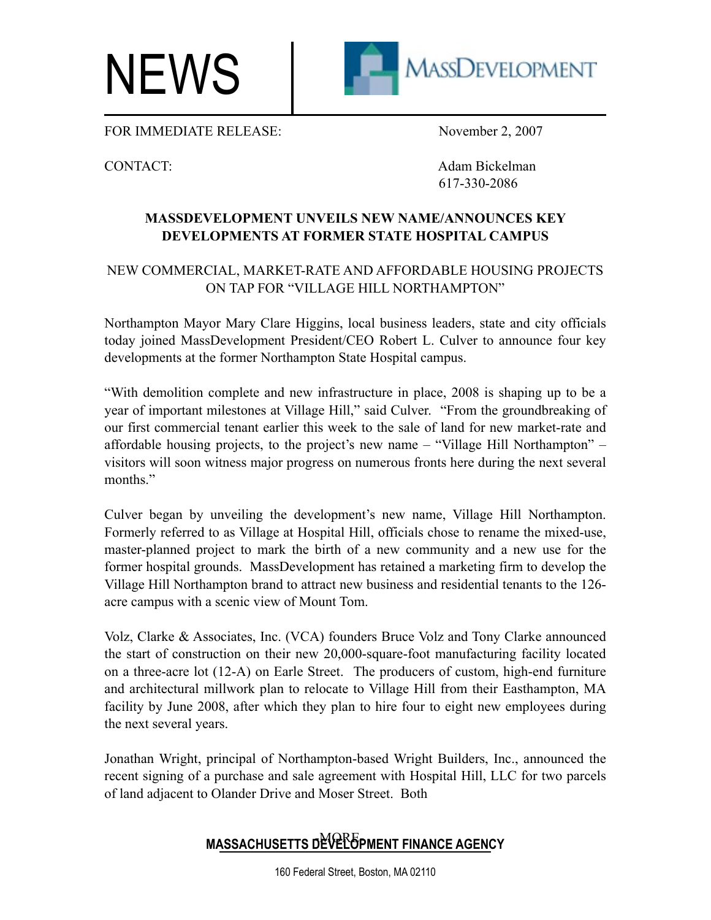# NEWS

MassDevelopment

FOR IMMEDIATE RELEASE: November 2, 2007

CONTACT: Adam Bickelman
617-330-2086

## MASSDEVELOPMENT UNVEILS NEW NAME/ANNOUNCES KEY DEVELOPMENTS AT FORMER STATE HOSPITAL CAMPUS

### NEW COMMERCIAL, MARKET-RATE AND AFFORDABLE HOUSING PROJECTS ON TAP FOR "VILLAGE HILL NORTHAMPTON"

Northampton Mayor Mary Clare Higgins, local business leaders, state and city officials today joined MassDevelopment President/CEO Robert L. Culver to announce four key developments at the former Northampton State Hospital campus.

"With demolition complete and new infrastructure in place, 2008 is shaping up to be a year of important milestones at Village Hill," said Culver. "From the groundbreaking of our first commercial tenant earlier this week to the sale of land for new market-rate and affordable housing projects, to the project's new name – "Village Hill Northampton" – visitors will soon witness major progress on numerous fronts here during the next several months."

Culver began by unveiling the development's new name, Village Hill Northampton. Formerly referred to as Village at Hospital Hill, officials chose to rename the mixed-use, master-planned project to mark the birth of a new community and a new use for the former hospital grounds. MassDevelopment has retained a marketing firm to develop the Village Hill Northampton brand to attract new business and residential tenants to the 126-acre campus with a scenic view of Mount Tom.

Volz, Clarke & Associates, Inc. (VCA) founders Bruce Volz and Tony Clarke announced the start of construction on their new 20,000-square-foot manufacturing facility located on a three-acre lot (12-A) on Earle Street. The producers of custom, high-end furniture and architectural millwork plan to relocate to Village Hill from their Easthampton, MA facility by June 2008, after which they plan to hire four to eight new employees during the next several years.

Jonathan Wright, principal of Northampton-based Wright Builders, Inc., announced the recent signing of a purchase and sale agreement with Hospital Hill, LLC for two parcels of land adjacent to Olander Drive and Moser Street. Both

-MORE-

**MASSACHUSETTS DEVELOPMENT FINANCE AGENCY**

160 Federal Street, Boston, MA 02110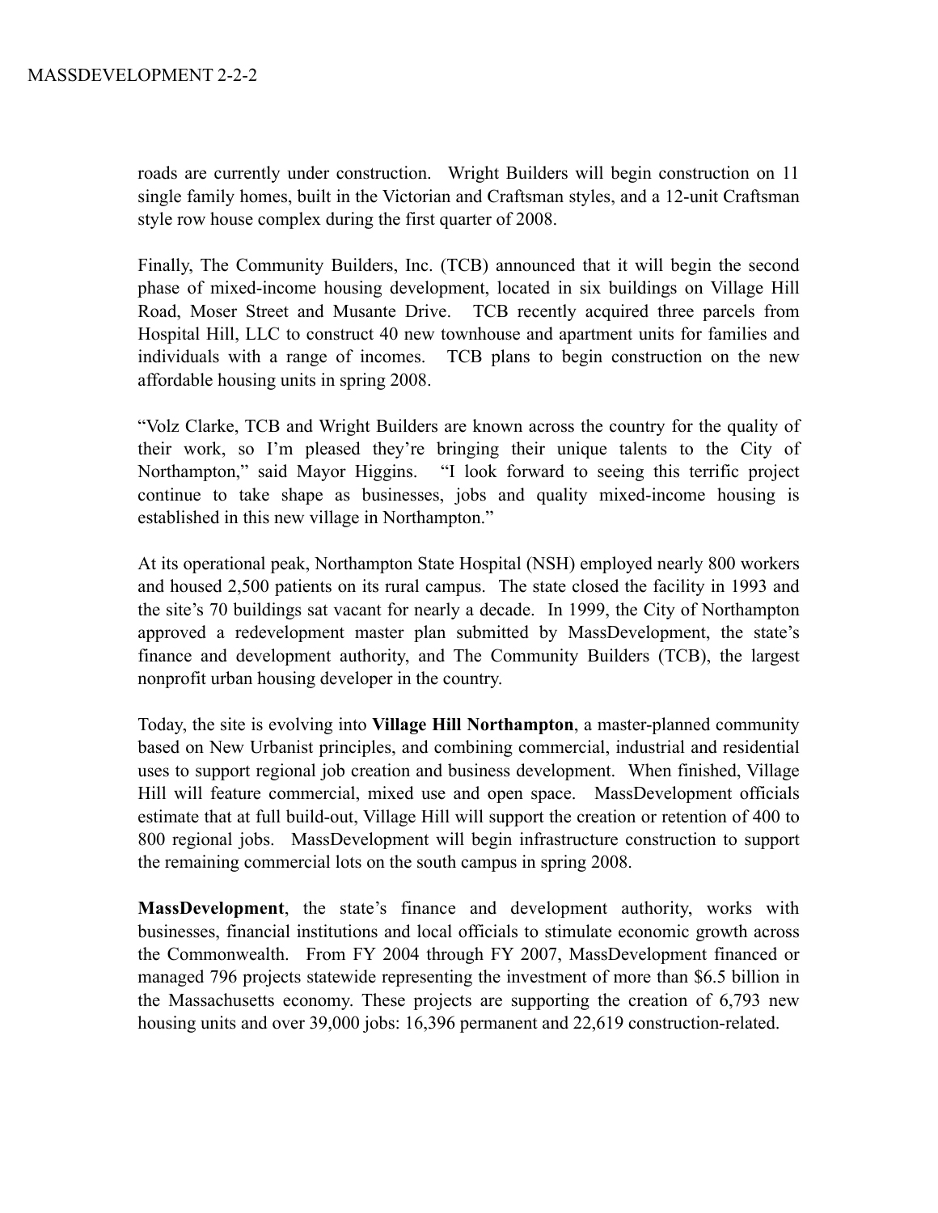roads are currently under construction. Wright Builders will begin construction on 11 single family homes, built in the Victorian and Craftsman styles, and a 12-unit Craftsman style row house complex during the first quarter of 2008.

Finally, The Community Builders, Inc. (TCB) announced that it will begin the second phase of mixed-income housing development, located in six buildings on Village Hill Road, Moser Street and Musante Drive. TCB recently acquired three parcels from Hospital Hill, LLC to construct 40 new townhouse and apartment units for families and individuals with a range of incomes. TCB plans to begin construction on the new affordable housing units in spring 2008.

"Volz Clarke, TCB and Wright Builders are known across the country for the quality of their work, so I'm pleased they're bringing their unique talents to the City of Northampton," said Mayor Higgins. "I look forward to seeing this terrific project continue to take shape as businesses, jobs and quality mixed-income housing is established in this new village in Northampton."

At its operational peak, Northampton State Hospital (NSH) employed nearly 800 workers and housed 2,500 patients on its rural campus. The state closed the facility in 1993 and the site's 70 buildings sat vacant for nearly a decade. In 1999, the City of Northampton approved a redevelopment master plan submitted by MassDevelopment, the state's finance and development authority, and The Community Builders (TCB), the largest nonprofit urban housing developer in the country.

Today, the site is evolving into **Village Hill Northampton**, a master-planned community based on New Urbanist principles, and combining commercial, industrial and residential uses to support regional job creation and business development. When finished, Village Hill will feature commercial, mixed use and open space. MassDevelopment officials estimate that at full build-out, Village Hill will support the creation or retention of 400 to 800 regional jobs. MassDevelopment will begin infrastructure construction to support the remaining commercial lots on the south campus in spring 2008.

**MassDevelopment**, the state's finance and development authority, works with businesses, financial institutions and local officials to stimulate economic growth across the Commonwealth. From FY 2004 through FY 2007, MassDevelopment financed or managed 796 projects statewide representing the investment of more than $6.5 billion in the Massachusetts economy. These projects are supporting the creation of 6,793 new housing units and over 39,000 jobs: 16,396 permanent and 22,619 construction-related.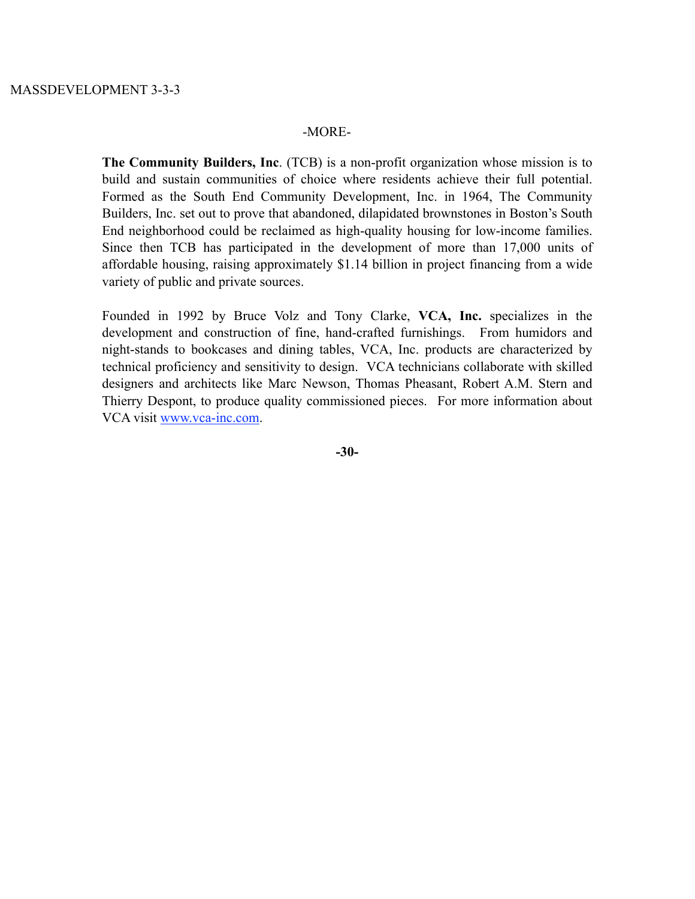-MORE-

**The Community Builders, Inc**. (TCB) is a non-profit organization whose mission is to build and sustain communities of choice where residents achieve their full potential. Formed as the South End Community Development, Inc. in 1964, The Community Builders, Inc. set out to prove that abandoned, dilapidated brownstones in Boston's South End neighborhood could be reclaimed as high-quality housing for low-income families. Since then TCB has participated in the development of more than 17,000 units of affordable housing, raising approximately $1.14 billion in project financing from a wide variety of public and private sources.

Founded in 1992 by Bruce Volz and Tony Clarke, **VCA, Inc.** specializes in the development and construction of fine, hand-crafted furnishings. From humidors and night-stands to bookcases and dining tables, VCA, Inc. products are characterized by technical proficiency and sensitivity to design. VCA technicians collaborate with skilled designers and architects like Marc Newson, Thomas Pheasant, Robert A.M. Stern and Thierry Despont, to produce quality commissioned pieces. For more information about VCA visit www.vca-inc.com.

**-30-**